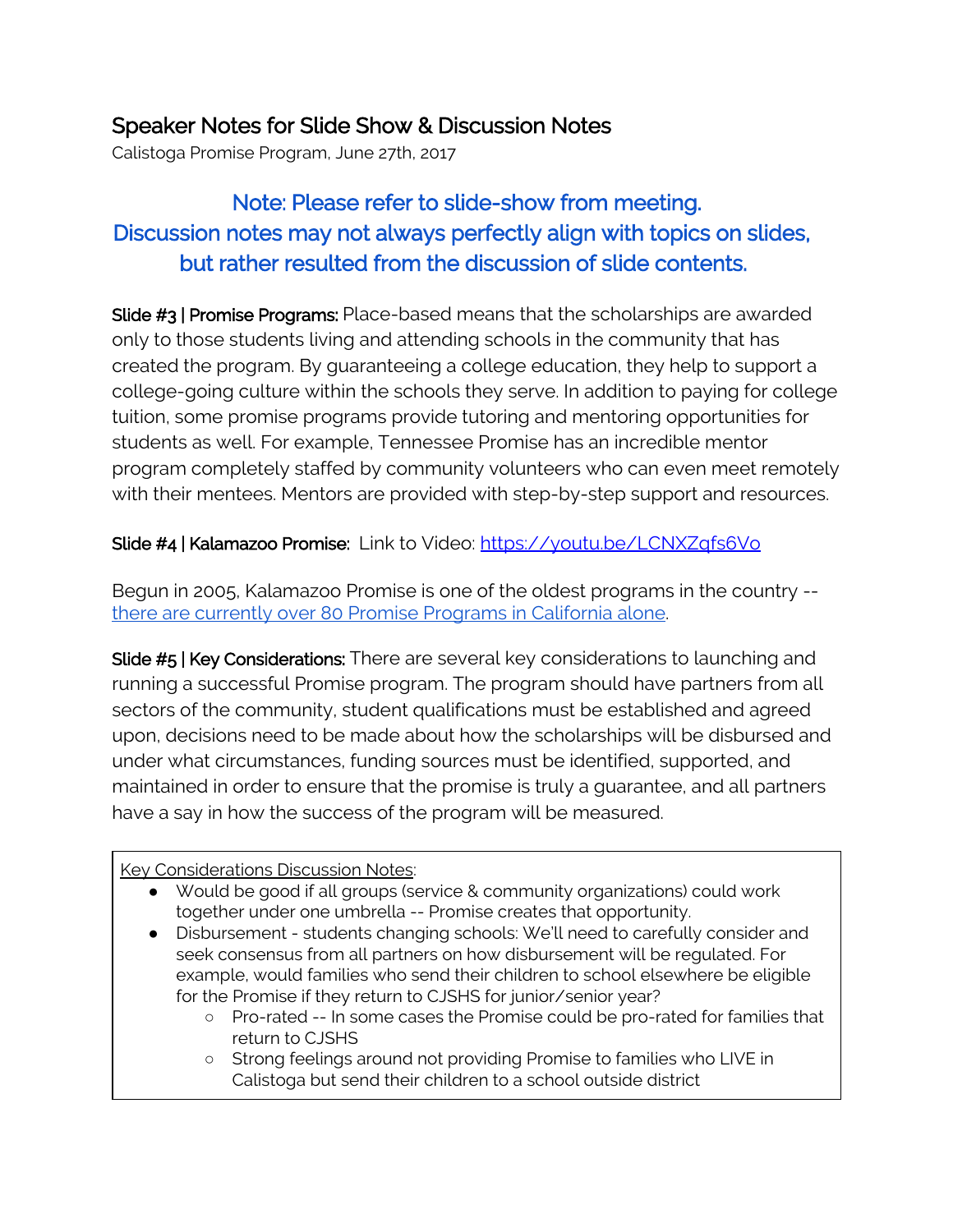## Speaker Notes for Slide Show & Discussion Notes

Calistoga Promise Program, June 27th, 2017

### Note: Please refer to slide-show from meeting. Discussion notes may not always perfectly align with topics on slides, but rather resulted from the discussion of slide contents.

**Slide #3 | Promise Programs:** Place-based means that the scholarships are awarded only to those students living and attending schools in the community that has created the program. By guaranteeing a college education, they help to support a college-going culture within the schools they serve. In addition to paying for college tuition, some promise programs provide tutoring and mentoring opportunities for students as well. For example, Tennessee Promise has an incredible mentor program completely staffed by community volunteers who can even meet remotely with their mentees. Mentors are provided with step-by-step support and resources.

**Slide #4 | Kalamazoo Promise:** Link to Video: https://youtu.be/LCNXZqfs6Vo

Begun in 2005, Kalamazoo Promise is one of the oldest programs in the country -- there are currently over 80 Promise Programs in California alone.

**Slide #5 | Key Considerations:** There are several key considerations to launching and running a successful Promise program. The program should have partners from all sectors of the community, student qualifications must be established and agreed upon, decisions need to be made about how the scholarships will be disbursed and under what circumstances, funding sources must be identified, supported, and maintained in order to ensure that the promise is truly a guarantee, and all partners have a say in how the success of the program will be measured.

Key Considerations Discussion Notes:

- Would be good if all groups (service & community organizations) could work together under one umbrella -- Promise creates that opportunity.
- Disbursement - students changing schools: We'll need to carefully consider and seek consensus from all partners on how disbursement will be regulated. For example, would families who send their children to school elsewhere be eligible for the Promise if they return to CJSHS for junior/senior year?
  - Pro-rated -- In some cases the Promise could be pro-rated for families that return to CJSHS
  - Strong feelings around not providing Promise to families who LIVE in Calistoga but send their children to a school outside district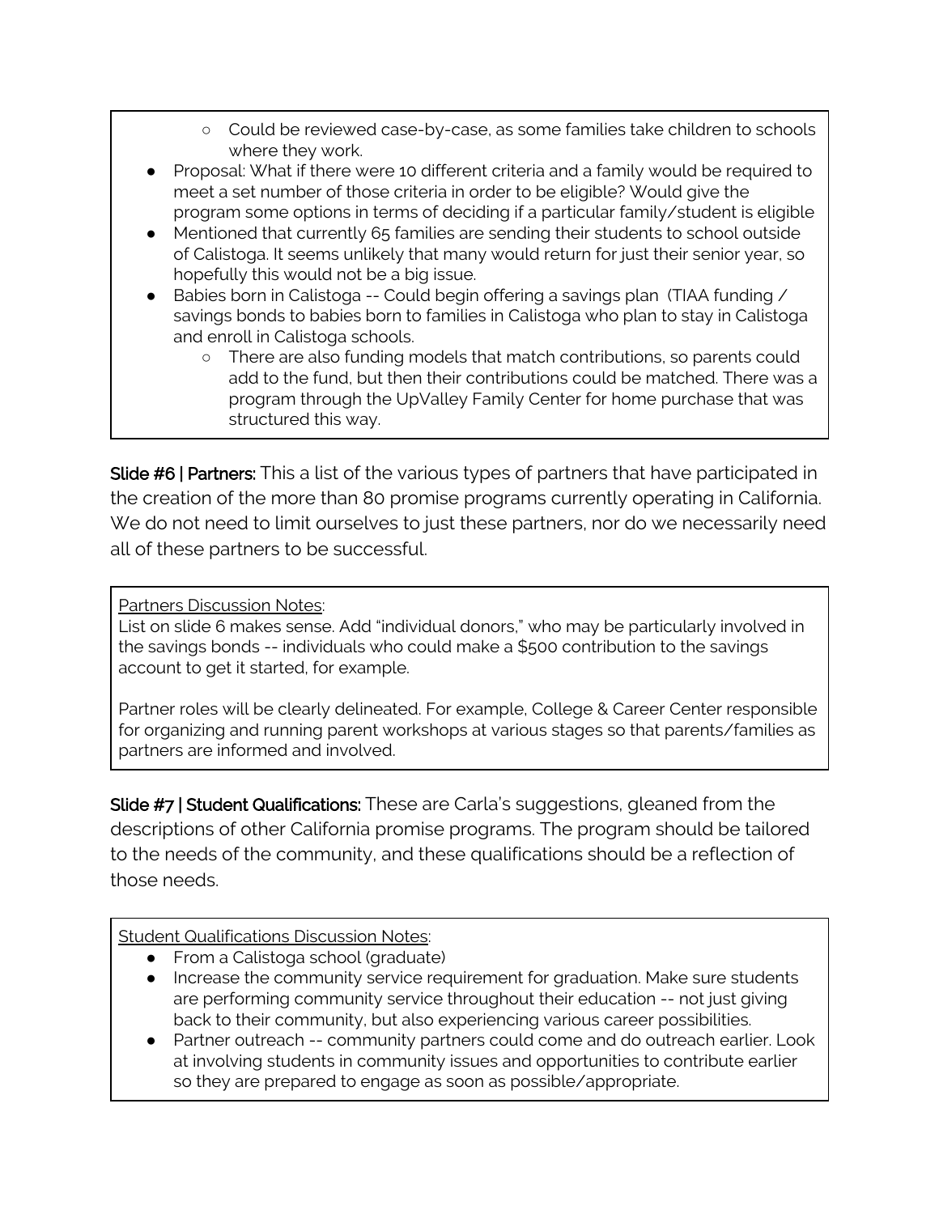- Could be reviewed case-by-case, as some families take children to schools where they work.
- Proposal: What if there were 10 different criteria and a family would be required to meet a set number of those criteria in order to be eligible? Would give the program some options in terms of deciding if a particular family/student is eligible
- Mentioned that currently 65 families are sending their students to school outside of Calistoga. It seems unlikely that many would return for just their senior year, so hopefully this would not be a big issue.
- Babies born in Calistoga -- Could begin offering a savings plan (TIAA funding / savings bonds to babies born to families in Calistoga who plan to stay in Calistoga and enroll in Calistoga schools.
  - There are also funding models that match contributions, so parents could add to the fund, but then their contributions could be matched. There was a program through the UpValley Family Center for home purchase that was structured this way.

**Slide #6 | Partners:** This a list of the various types of partners that have participated in the creation of the more than 80 promise programs currently operating in California. We do not need to limit ourselves to just these partners, nor do we necessarily need all of these partners to be successful.

Partners Discussion Notes:

List on slide 6 makes sense. Add "individual donors," who may be particularly involved in the savings bonds -- individuals who could make a $500 contribution to the savings account to get it started, for example.

Partner roles will be clearly delineated. For example, College & Career Center responsible for organizing and running parent workshops at various stages so that parents/families as partners are informed and involved.

**Slide #7 | Student Qualifications:** These are Carla's suggestions, gleaned from the descriptions of other California promise programs. The program should be tailored to the needs of the community, and these qualifications should be a reflection of those needs.

Student Qualifications Discussion Notes:

- From a Calistoga school (graduate)
- Increase the community service requirement for graduation. Make sure students are performing community service throughout their education -- not just giving back to their community, but also experiencing various career possibilities.
- Partner outreach -- community partners could come and do outreach earlier. Look at involving students in community issues and opportunities to contribute earlier so they are prepared to engage as soon as possible/appropriate.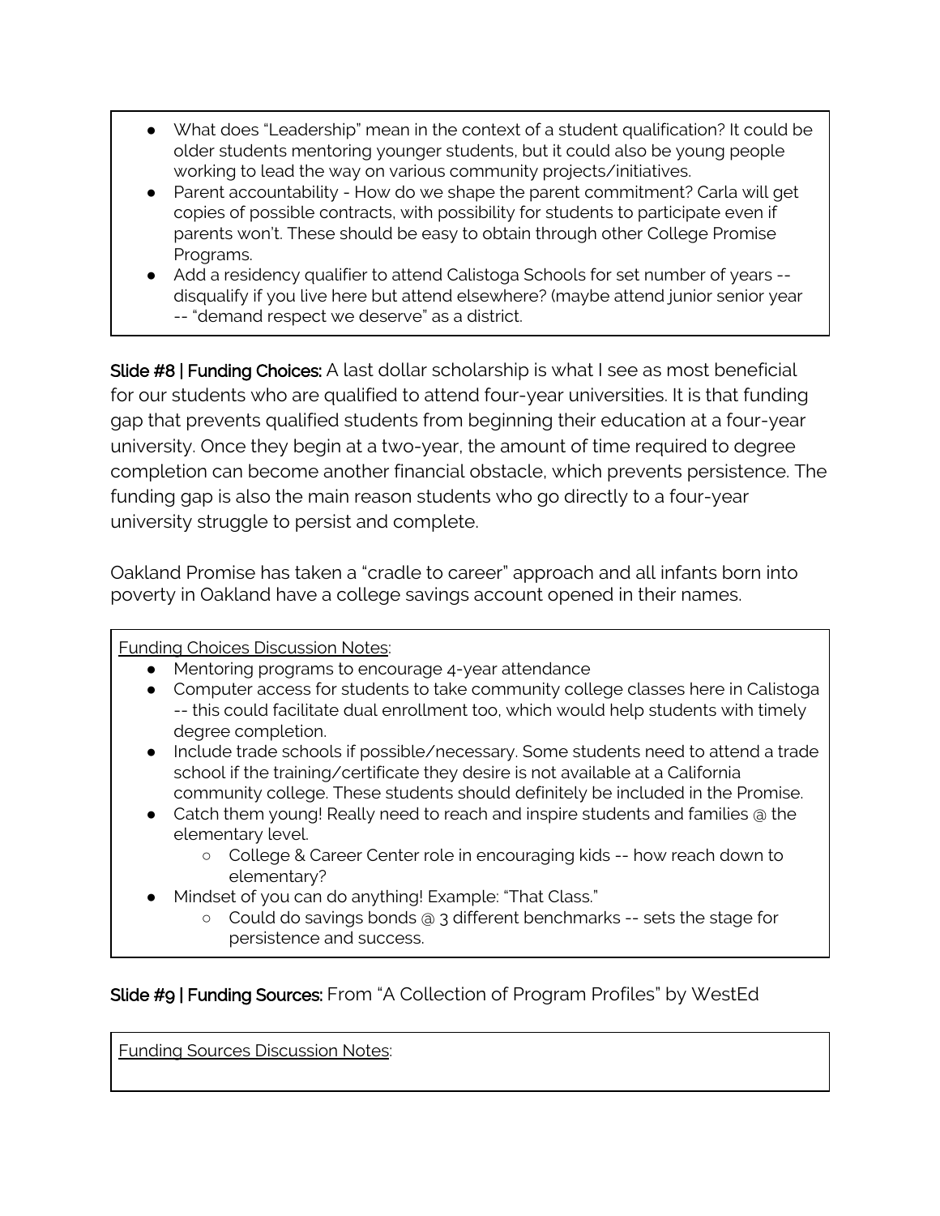- What does "Leadership" mean in the context of a student qualification? It could be older students mentoring younger students, but it could also be young people working to lead the way on various community projects/initiatives.
- Parent accountability - How do we shape the parent commitment? Carla will get copies of possible contracts, with possibility for students to participate even if parents won't. These should be easy to obtain through other College Promise Programs.
- Add a residency qualifier to attend Calistoga Schools for set number of years -- disqualify if you live here but attend elsewhere? (maybe attend junior senior year -- "demand respect we deserve" as a district.

**Slide #8 | Funding Choices:** A last dollar scholarship is what I see as most beneficial for our students who are qualified to attend four-year universities. It is that funding gap that prevents qualified students from beginning their education at a four-year university. Once they begin at a two-year, the amount of time required to degree completion can become another financial obstacle, which prevents persistence. The funding gap is also the main reason students who go directly to a four-year university struggle to persist and complete.

Oakland Promise has taken a "cradle to career" approach and all infants born into poverty in Oakland have a college savings account opened in their names.

<u>Funding Choices Discussion Notes</u>:

- Mentoring programs to encourage 4-year attendance
- Computer access for students to take community college classes here in Calistoga -- this could facilitate dual enrollment too, which would help students with timely degree completion.
- Include trade schools if possible/necessary. Some students need to attend a trade school if the training/certificate they desire is not available at a California community college. These students should definitely be included in the Promise.
- Catch them young! Really need to reach and inspire students and families @ the elementary level.
    - College & Career Center role in encouraging kids -- how reach down to elementary?
- Mindset of you can do anything! Example: "That Class."
    - Could do savings bonds @ 3 different benchmarks -- sets the stage for persistence and success.

**Slide #9 | Funding Sources:** From "A Collection of Program Profiles" by WestEd

<u>Funding Sources Discussion Notes</u>: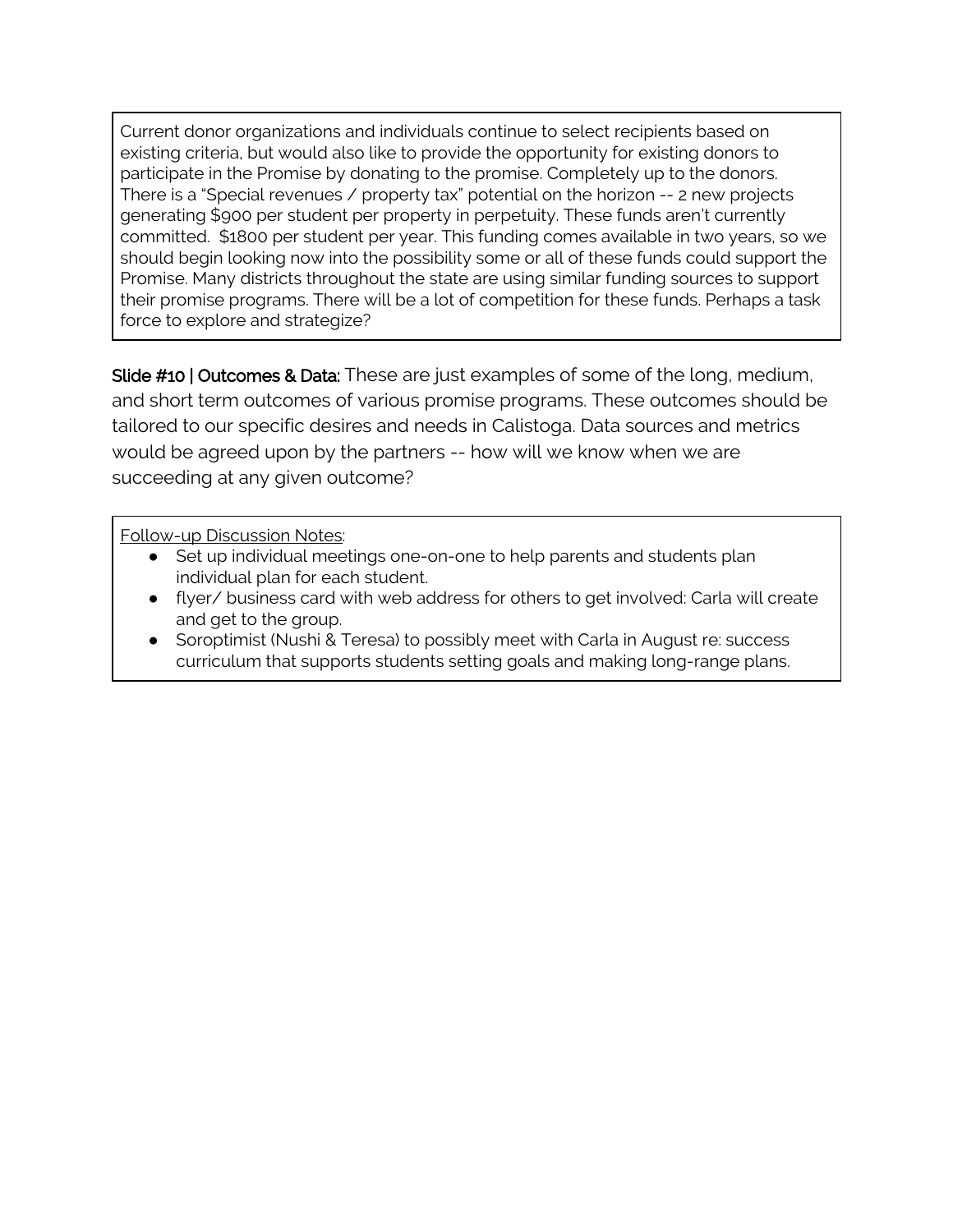Current donor organizations and individuals continue to select recipients based on existing criteria, but would also like to provide the opportunity for existing donors to participate in the Promise by donating to the promise. Completely up to the donors. There is a "Special revenues / property tax" potential on the horizon -- 2 new projects generating $900 per student per property in perpetuity. These funds aren't currently committed. $1800 per student per year. This funding comes available in two years, so we should begin looking now into the possibility some or all of these funds could support the Promise. Many districts throughout the state are using similar funding sources to support their promise programs. There will be a lot of competition for these funds. Perhaps a task force to explore and strategize?

**Slide #10 | Outcomes & Data:** These are just examples of some of the long, medium, and short term outcomes of various promise programs. These outcomes should be tailored to our specific desires and needs in Calistoga. Data sources and metrics would be agreed upon by the partners -- how will we know when we are succeeding at any given outcome?

Follow-up Discussion Notes:

- Set up individual meetings one-on-one to help parents and students plan individual plan for each student.
- flyer/ business card with web address for others to get involved: Carla will create and get to the group.
- Soroptimist (Nushi & Teresa) to possibly meet with Carla in August re: success curriculum that supports students setting goals and making long-range plans.